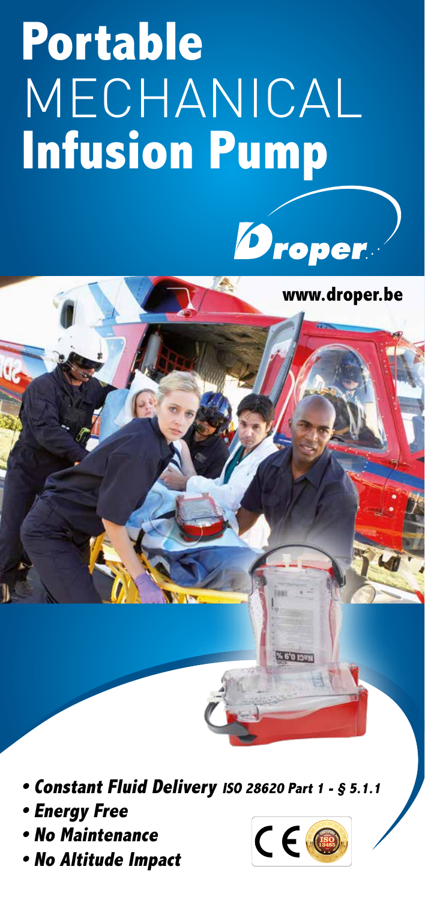# **Portable** MECHANICAL **Infusion Pump**

Droper

www.droper.be

- ***Constant Fluid Delivery*** *ISO 28620 Part 1 - § 5.1.1*
- ***Energy Free***
- ***No Maintenance***
- ***No Altitude Impact***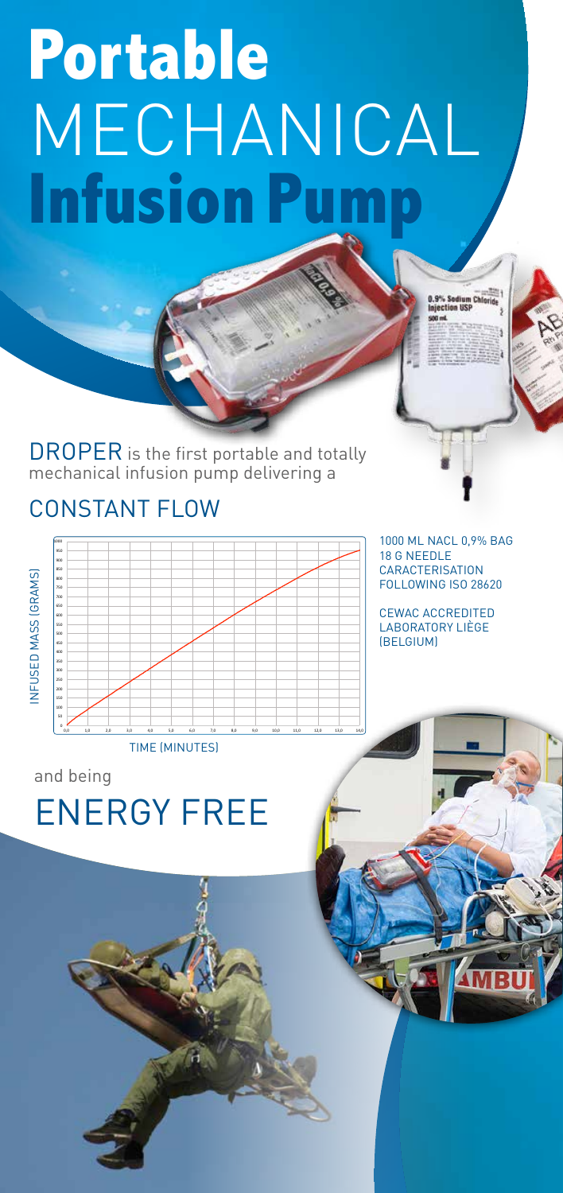# Portable MECHANICAL Infusion Pump

DROPER is the first portable and totally mechanical infusion pump delivering a

## CONSTANT FLOW

1000 ML NACL 0,9% BAG
18 G NEEDLE
CARACTERISATION FOLLOWING ISO 28620

CEWAC ACCREDITED LABORATORY LIÈGE (BELGIUM)

and being

## ENERGY FREE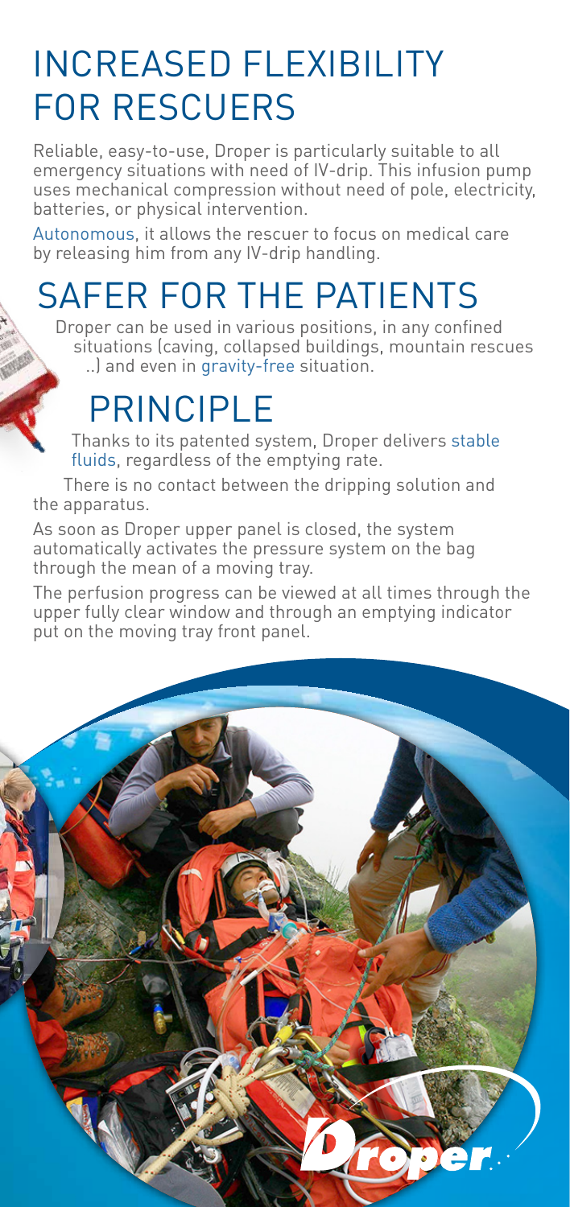# INCREASED FLEXIBILITY FOR RESCUERS

Reliable, easy-to-use, Droper is particularly suitable to all emergency situations with need of IV-drip. This infusion pump uses mechanical compression without need of pole, electricity, batteries, or physical intervention.

Autonomous, it allows the rescuer to focus on medical care by releasing him from any IV-drip handling.

# SAFER FOR THE PATIENTS

Droper can be used in various positions, in any confined situations (caving, collapsed buildings, mountain rescues ..) and even in gravity-free situation.

# PRINCIPLE

Thanks to its patented system, Droper delivers stable fluids, regardless of the emptying rate.

There is no contact between the dripping solution and the apparatus.

As soon as Droper upper panel is closed, the system automatically activates the pressure system on the bag through the mean of a moving tray.

The perfusion progress can be viewed at all times through the upper fully clear window and through an emptying indicator put on the moving tray front panel.

Droper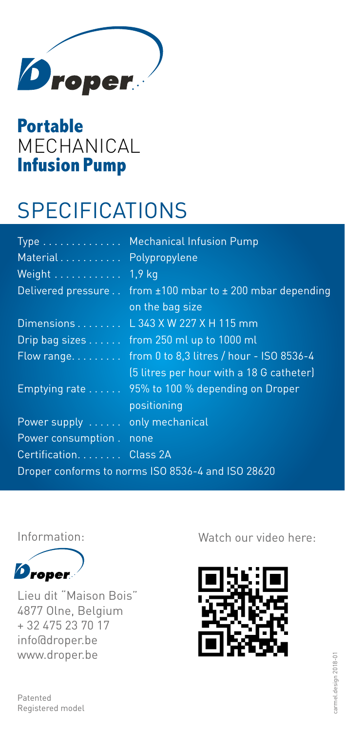Droper

**Portable**
MECHANICAL
**Infusion Pump**

# SPECIFICATIONS

| | |
|---|---|
| Type | Mechanical Infusion Pump |
| Material | Polypropylene |
| Weight | 1,9 kg |
| Delivered pressure | from ±100 mbar to ± 200 mbar depending on the bag size |
| Dimensions | L 343 X W 227 X H 115 mm |
| Drip bag sizes | from 250 ml up to 1000 ml |
| Flow range. | from 0 to 8,3 litres / hour - ISO 8536-4 (5 litres per hour with a 18 G catheter) |
| Emptying rate | 95% to 100 % depending on Droper positioning |
| Power supply | only mechanical |
| Power consumption . | none |
| Certification. | Class 2A |

Droper conforms to norms ISO 8536-4 and ISO 28620

Information:

Droper

Lieu dit "Maison Bois"
4877 Olne, Belgium
+ 32 475 23 70 17
info@droper.be
www.droper.be

Watch our video here:

Patented
Registered model

carmel.design 2018-01